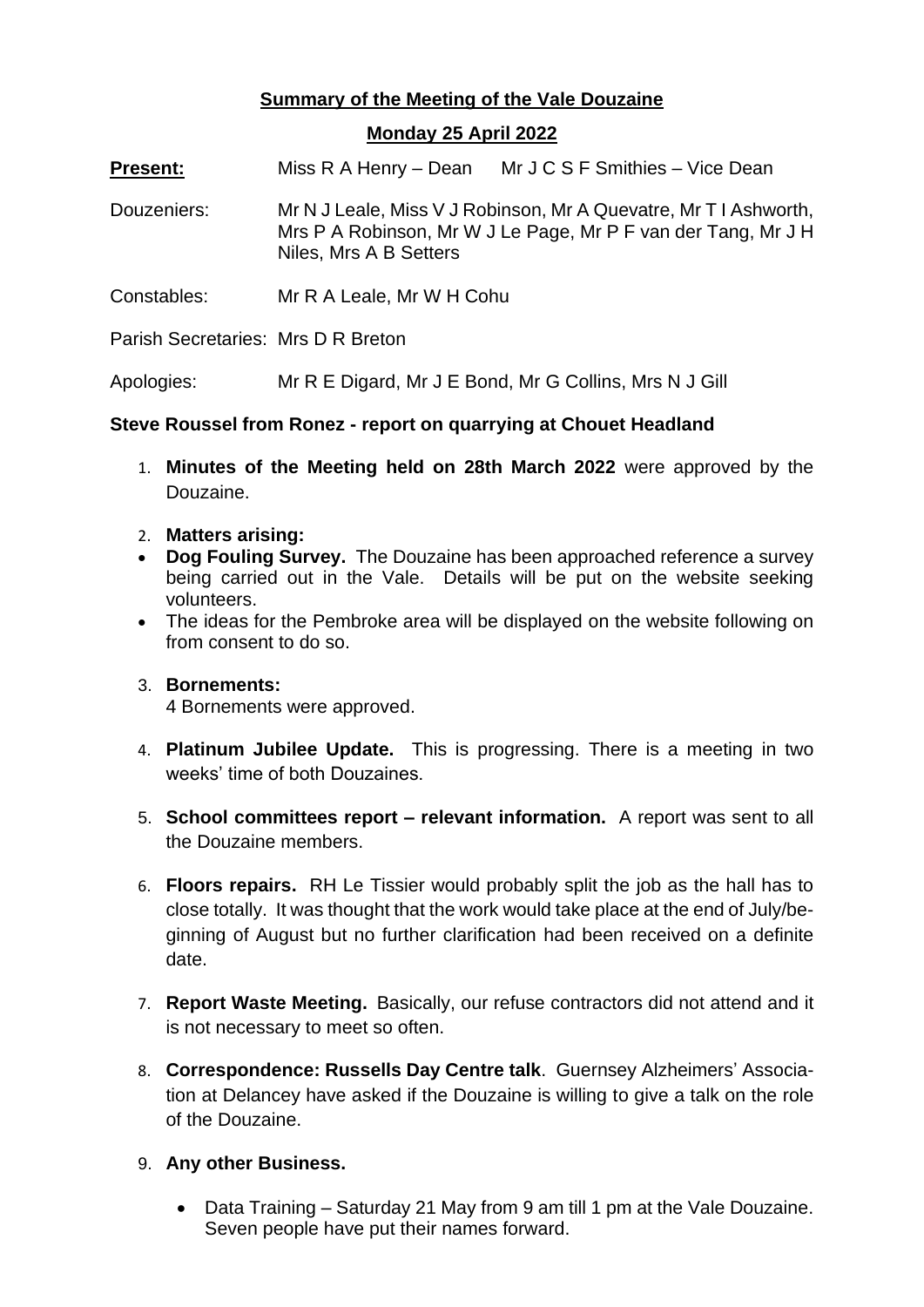**Summary of the Meeting of the Vale Douzaine**

**Monday 25 April 2022**

**Present:** Miss R A Henry – Dean Mr J C S F Smithies – Vice Dean

Douzeniers: Mr N J Leale, Miss V J Robinson, Mr A Quevatre, Mr T I Ashworth, Mrs P A Robinson, Mr W J Le Page, Mr P F van der Tang, Mr J H Niles, Mrs A B Setters

Constables: Mr R A Leale, Mr W H Cohu

Parish Secretaries: Mrs D R Breton

Apologies: Mr R E Digard, Mr J E Bond, Mr G Collins, Mrs N J Gill

**Steve Roussel from Ronez - report on quarrying at Chouet Headland**

1. **Minutes of the Meeting held on 28th March 2022** were approved by the Douzaine.

2. **Matters arising:**
   - **Dog Fouling Survey.** The Douzaine has been approached reference a survey being carried out in the Vale. Details will be put on the website seeking volunteers.
   - The ideas for the Pembroke area will be displayed on the website following on from consent to do so.

3. **Bornements:**
   4 Bornements were approved.

4. **Platinum Jubilee Update.** This is progressing. There is a meeting in two weeks' time of both Douzaines.

5. **School committees report – relevant information.** A report was sent to all the Douzaine members.

6. **Floors repairs.** RH Le Tissier would probably split the job as the hall has to close totally. It was thought that the work would take place at the end of July/beginning of August but no further clarification had been received on a definite date.

7. **Report Waste Meeting.** Basically, our refuse contractors did not attend and it is not necessary to meet so often.

8. **Correspondence: Russells Day Centre talk**. Guernsey Alzheimers' Association at Delancey have asked if the Douzaine is willing to give a talk on the role of the Douzaine.

9. **Any other Business.**
   - Data Training – Saturday 21 May from 9 am till 1 pm at the Vale Douzaine. Seven people have put their names forward.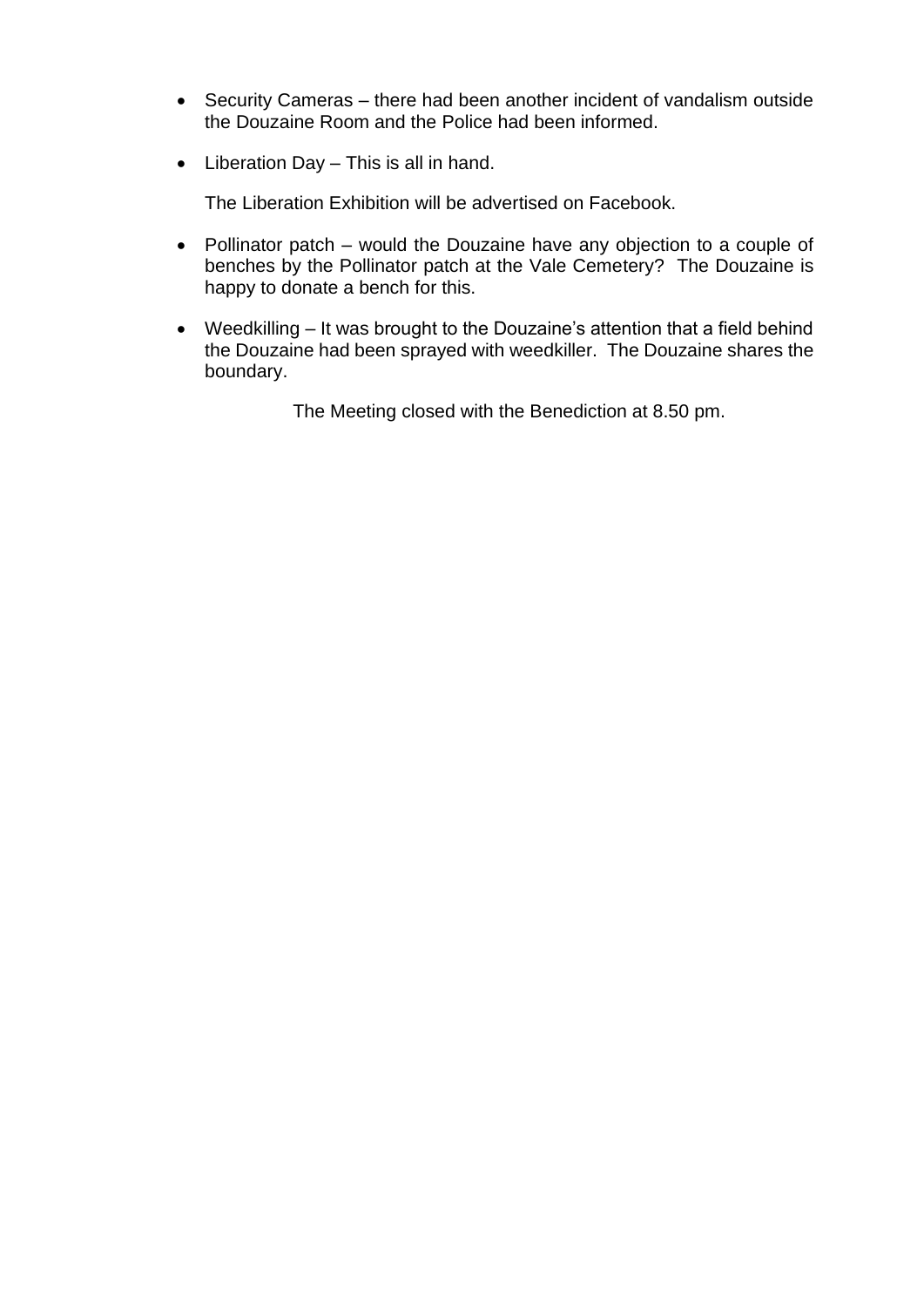- Security Cameras – there had been another incident of vandalism outside the Douzaine Room and the Police had been informed.

- Liberation Day – This is all in hand.

  The Liberation Exhibition will be advertised on Facebook.

- Pollinator patch – would the Douzaine have any objection to a couple of benches by the Pollinator patch at the Vale Cemetery? The Douzaine is happy to donate a bench for this.

- Weedkilling – It was brought to the Douzaine's attention that a field behind the Douzaine had been sprayed with weedkiller. The Douzaine shares the boundary.

The Meeting closed with the Benediction at 8.50 pm.